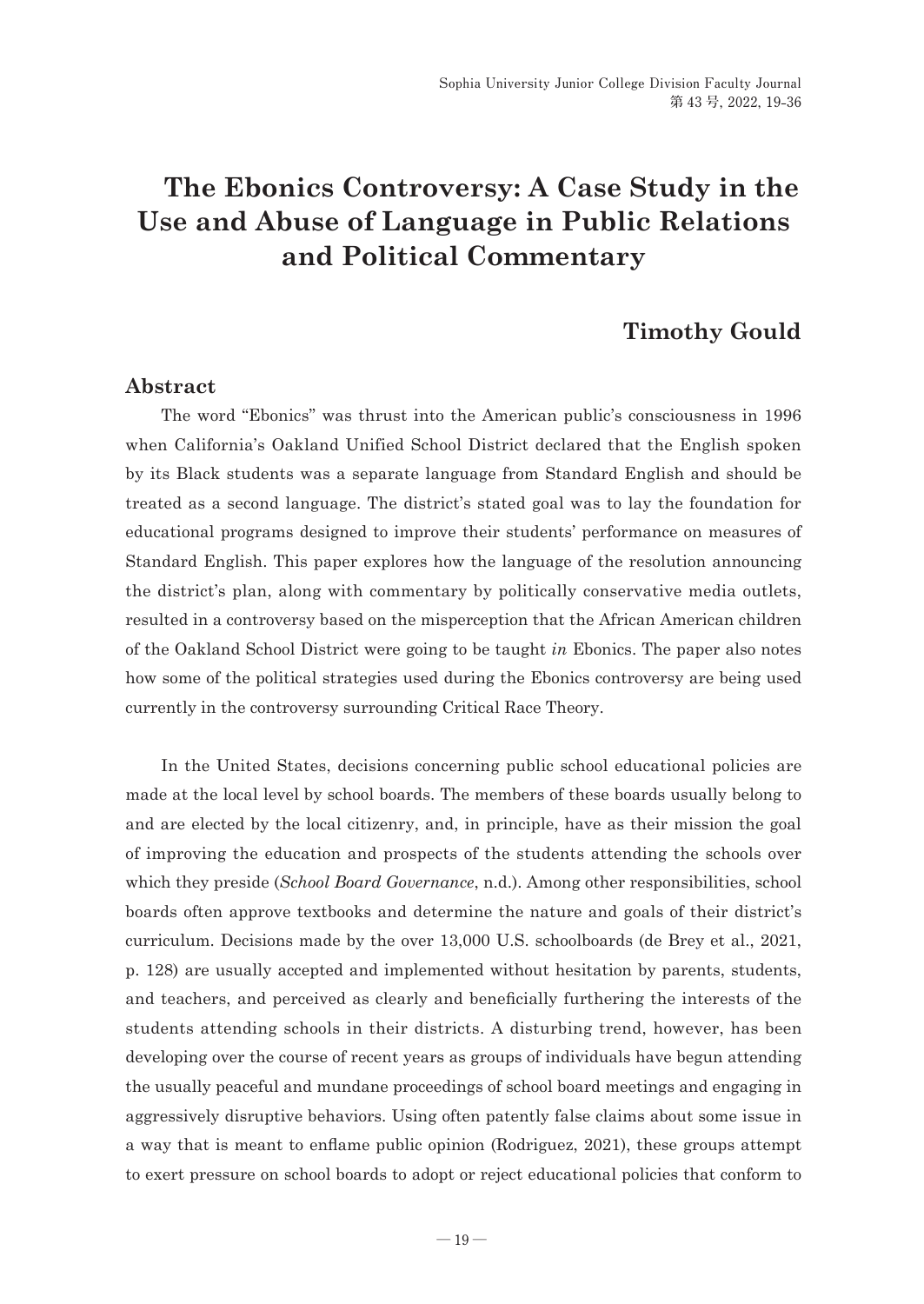# The Ebonics Controversy: A Case Study in the Use and Abuse of Language in Public Relations and Political Commentary

## Timothy Gould

### Abstract

The word "Ebonics" was thrust into the American public's consciousness in 1996 when California's Oakland Unified School District declared that the English spoken by its Black students was a separate language from Standard English and should be treated as a second language. The district's stated goal was to lay the foundation for educational programs designed to improve their students' performance on measures of Standard English. This paper explores how the language of the resolution announcing the district's plan, along with commentary by politically conservative media outlets, resulted in a controversy based on the misperception that the African American children of the Oakland School District were going to be taught *in* Ebonics. The paper also notes how some of the political strategies used during the Ebonics controversy are being used currently in the controversy surrounding Critical Race Theory.

In the United States, decisions concerning public school educational policies are made at the local level by school boards. The members of these boards usually belong to and are elected by the local citizenry, and, in principle, have as their mission the goal of improving the education and prospects of the students attending the schools over which they preside (*School Board Governance*, n.d.). Among other responsibilities, school boards often approve textbooks and determine the nature and goals of their district's curriculum. Decisions made by the over 13,000 U.S. schoolboards (de Brey et al., 2021, p. 128) are usually accepted and implemented without hesitation by parents, students, and teachers, and perceived as clearly and beneficially furthering the interests of the students attending schools in their districts. A disturbing trend, however, has been developing over the course of recent years as groups of individuals have begun attending the usually peaceful and mundane proceedings of school board meetings and engaging in aggressively disruptive behaviors. Using often patently false claims about some issue in a way that is meant to enflame public opinion (Rodriguez, 2021), these groups attempt to exert pressure on school boards to adopt or reject educational policies that conform to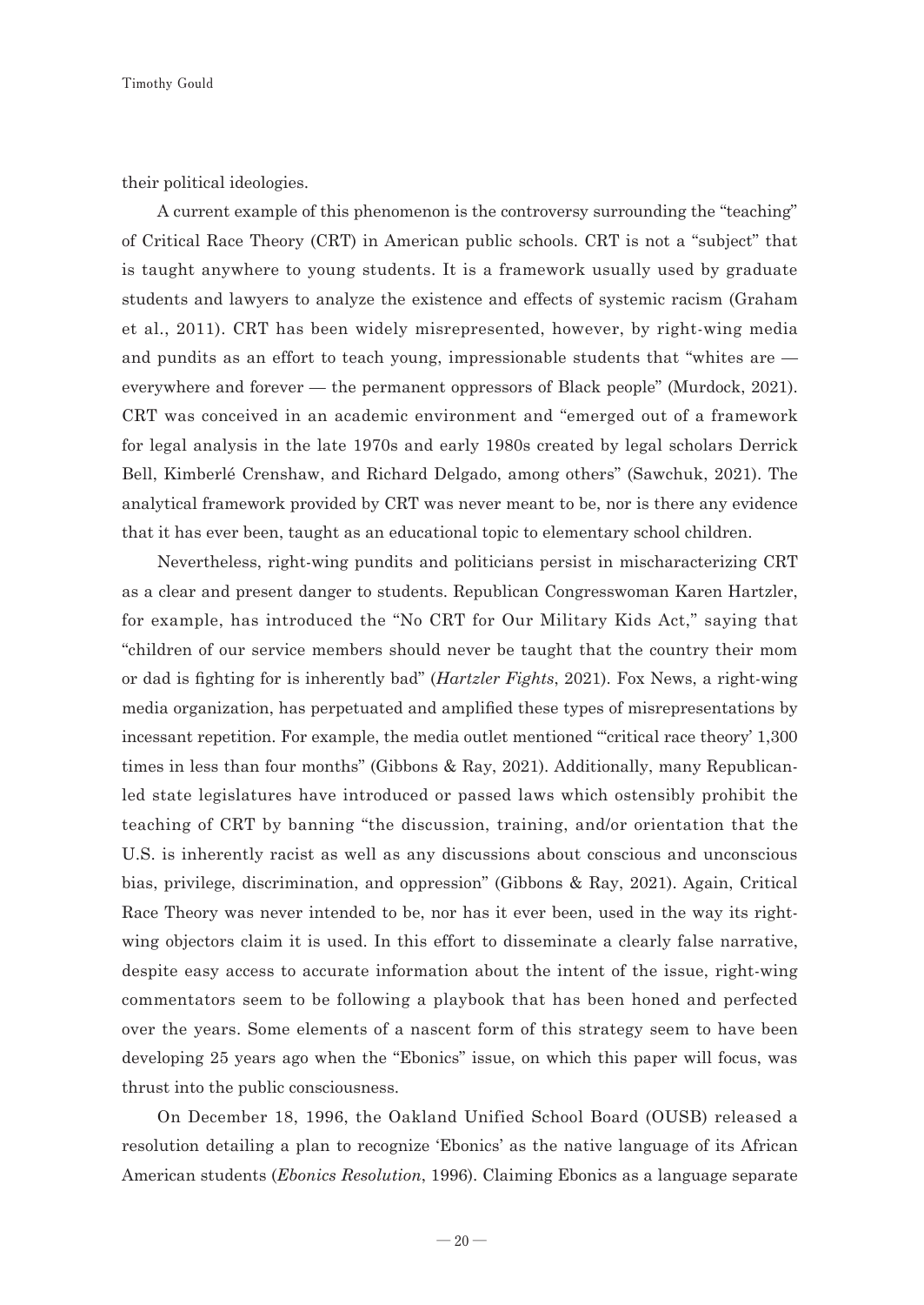their political ideologies.

A current example of this phenomenon is the controversy surrounding the "teaching" of Critical Race Theory (CRT) in American public schools. CRT is not a "subject" that is taught anywhere to young students. It is a framework usually used by graduate students and lawyers to analyze the existence and effects of systemic racism (Graham et al., 2011). CRT has been widely misrepresented, however, by right-wing media and pundits as an effort to teach young, impressionable students that "whites are — everywhere and forever — the permanent oppressors of Black people" (Murdock, 2021). CRT was conceived in an academic environment and "emerged out of a framework for legal analysis in the late 1970s and early 1980s created by legal scholars Derrick Bell, Kimberlé Crenshaw, and Richard Delgado, among others" (Sawchuk, 2021). The analytical framework provided by CRT was never meant to be, nor is there any evidence that it has ever been, taught as an educational topic to elementary school children.

Nevertheless, right-wing pundits and politicians persist in mischaracterizing CRT as a clear and present danger to students. Republican Congresswoman Karen Hartzler, for example, has introduced the "No CRT for Our Military Kids Act," saying that "children of our service members should never be taught that the country their mom or dad is fighting for is inherently bad" (*Hartzler Fights*, 2021). Fox News, a right-wing media organization, has perpetuated and amplified these types of misrepresentations by incessant repetition. For example, the media outlet mentioned "'critical race theory' 1,300 times in less than four months" (Gibbons & Ray, 2021). Additionally, many Republican-led state legislatures have introduced or passed laws which ostensibly prohibit the teaching of CRT by banning "the discussion, training, and/or orientation that the U.S. is inherently racist as well as any discussions about conscious and unconscious bias, privilege, discrimination, and oppression" (Gibbons & Ray, 2021). Again, Critical Race Theory was never intended to be, nor has it ever been, used in the way its right-wing objectors claim it is used. In this effort to disseminate a clearly false narrative, despite easy access to accurate information about the intent of the issue, right-wing commentators seem to be following a playbook that has been honed and perfected over the years. Some elements of a nascent form of this strategy seem to have been developing 25 years ago when the "Ebonics" issue, on which this paper will focus, was thrust into the public consciousness.

On December 18, 1996, the Oakland Unified School Board (OUSB) released a resolution detailing a plan to recognize 'Ebonics' as the native language of its African American students (*Ebonics Resolution*, 1996). Claiming Ebonics as a language separate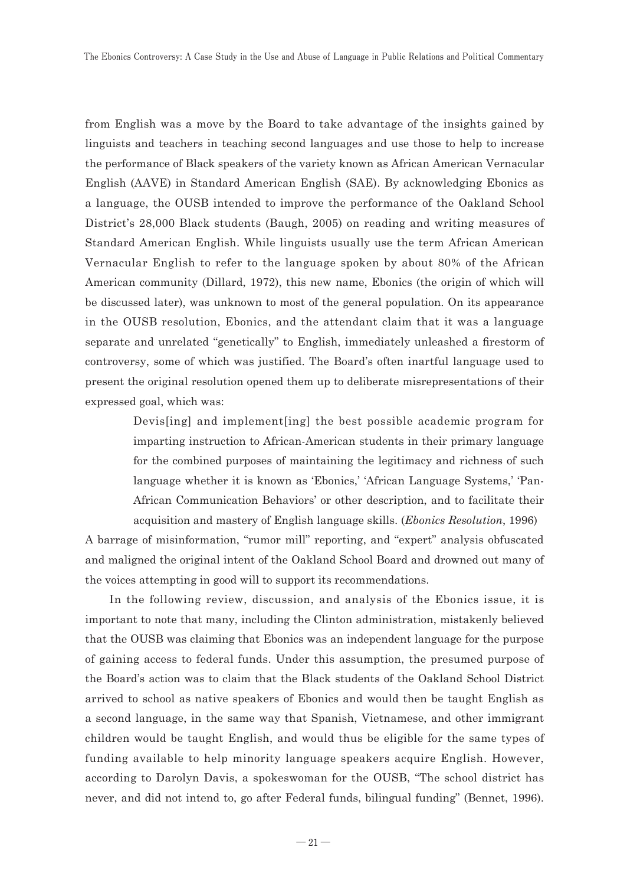from English was a move by the Board to take advantage of the insights gained by linguists and teachers in teaching second languages and use those to help to increase the performance of Black speakers of the variety known as African American Vernacular English (AAVE) in Standard American English (SAE). By acknowledging Ebonics as a language, the OUSB intended to improve the performance of the Oakland School District's 28,000 Black students (Baugh, 2005) on reading and writing measures of Standard American English. While linguists usually use the term African American Vernacular English to refer to the language spoken by about 80% of the African American community (Dillard, 1972), this new name, Ebonics (the origin of which will be discussed later), was unknown to most of the general population. On its appearance in the OUSB resolution, Ebonics, and the attendant claim that it was a language separate and unrelated "genetically" to English, immediately unleashed a firestorm of controversy, some of which was justified. The Board's often inartful language used to present the original resolution opened them up to deliberate misrepresentations of their expressed goal, which was:

> Devis[ing] and implement[ing] the best possible academic program for imparting instruction to African-American students in their primary language for the combined purposes of maintaining the legitimacy and richness of such language whether it is known as 'Ebonics,' 'African Language Systems,' 'Pan-African Communication Behaviors' or other description, and to facilitate their acquisition and mastery of English language skills. (*Ebonics Resolution*, 1996)

A barrage of misinformation, "rumor mill" reporting, and "expert" analysis obfuscated and maligned the original intent of the Oakland School Board and drowned out many of the voices attempting in good will to support its recommendations.

In the following review, discussion, and analysis of the Ebonics issue, it is important to note that many, including the Clinton administration, mistakenly believed that the OUSB was claiming that Ebonics was an independent language for the purpose of gaining access to federal funds. Under this assumption, the presumed purpose of the Board's action was to claim that the Black students of the Oakland School District arrived to school as native speakers of Ebonics and would then be taught English as a second language, in the same way that Spanish, Vietnamese, and other immigrant children would be taught English, and would thus be eligible for the same types of funding available to help minority language speakers acquire English. However, according to Darolyn Davis, a spokeswoman for the OUSB, "The school district has never, and did not intend to, go after Federal funds, bilingual funding" (Bennet, 1996).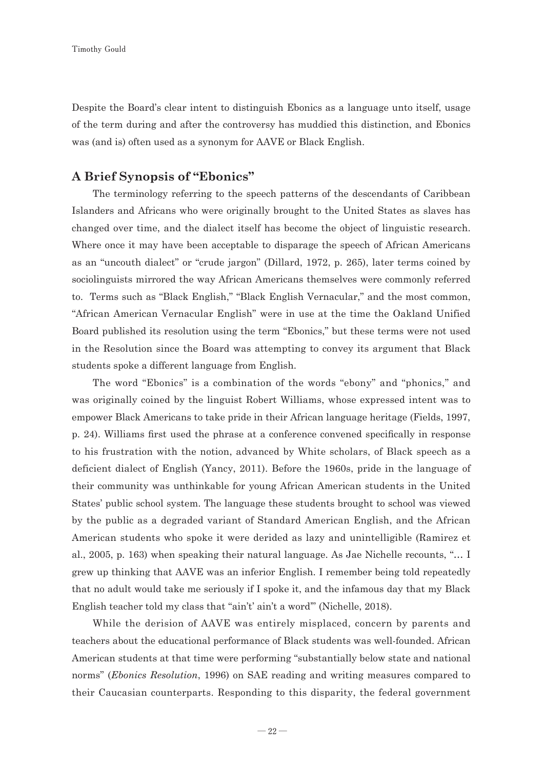Despite the Board's clear intent to distinguish Ebonics as a language unto itself, usage of the term during and after the controversy has muddied this distinction, and Ebonics was (and is) often used as a synonym for AAVE or Black English.

## A Brief Synopsis of "Ebonics"

The terminology referring to the speech patterns of the descendants of Caribbean Islanders and Africans who were originally brought to the United States as slaves has changed over time, and the dialect itself has become the object of linguistic research. Where once it may have been acceptable to disparage the speech of African Americans as an "uncouth dialect" or "crude jargon" (Dillard, 1972, p. 265), later terms coined by sociolinguists mirrored the way African Americans themselves were commonly referred to. Terms such as "Black English," "Black English Vernacular," and the most common, "African American Vernacular English" were in use at the time the Oakland Unified Board published its resolution using the term "Ebonics," but these terms were not used in the Resolution since the Board was attempting to convey its argument that Black students spoke a different language from English.

The word "Ebonics" is a combination of the words "ebony" and "phonics," and was originally coined by the linguist Robert Williams, whose expressed intent was to empower Black Americans to take pride in their African language heritage (Fields, 1997, p. 24). Williams first used the phrase at a conference convened specifically in response to his frustration with the notion, advanced by White scholars, of Black speech as a deficient dialect of English (Yancy, 2011). Before the 1960s, pride in the language of their community was unthinkable for young African American students in the United States' public school system. The language these students brought to school was viewed by the public as a degraded variant of Standard American English, and the African American students who spoke it were derided as lazy and unintelligible (Ramirez et al., 2005, p. 163) when speaking their natural language. As Jae Nichelle recounts, "… I grew up thinking that AAVE was an inferior English. I remember being told repeatedly that no adult would take me seriously if I spoke it, and the infamous day that my Black English teacher told my class that 'ain't' ain't a word'" (Nichelle, 2018).

While the derision of AAVE was entirely misplaced, concern by parents and teachers about the educational performance of Black students was well-founded. African American students at that time were performing "substantially below state and national norms" (*Ebonics Resolution*, 1996) on SAE reading and writing measures compared to their Caucasian counterparts. Responding to this disparity, the federal government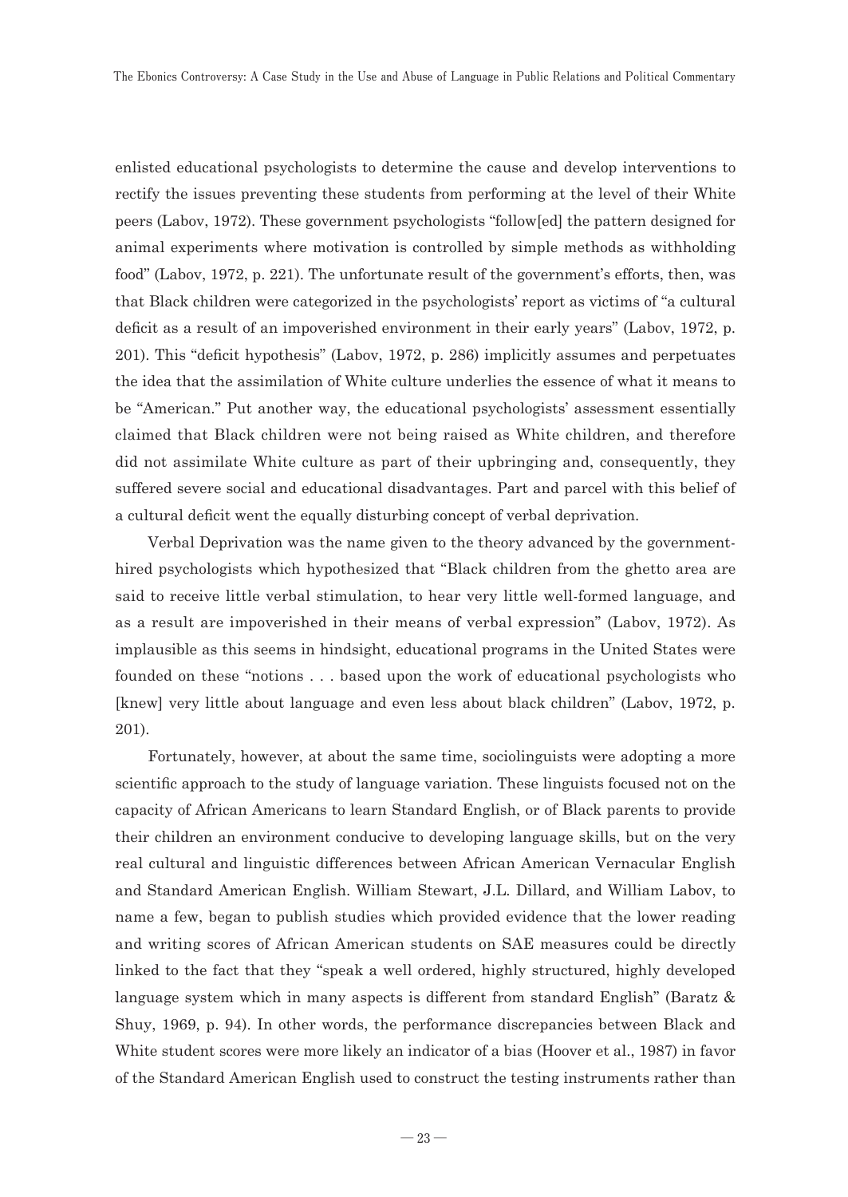enlisted educational psychologists to determine the cause and develop interventions to rectify the issues preventing these students from performing at the level of their White peers (Labov, 1972). These government psychologists "follow[ed] the pattern designed for animal experiments where motivation is controlled by simple methods as withholding food" (Labov, 1972, p. 221). The unfortunate result of the government's efforts, then, was that Black children were categorized in the psychologists' report as victims of "a cultural deficit as a result of an impoverished environment in their early years" (Labov, 1972, p. 201). This "deficit hypothesis" (Labov, 1972, p. 286) implicitly assumes and perpetuates the idea that the assimilation of White culture underlies the essence of what it means to be "American." Put another way, the educational psychologists' assessment essentially claimed that Black children were not being raised as White children, and therefore did not assimilate White culture as part of their upbringing and, consequently, they suffered severe social and educational disadvantages. Part and parcel with this belief of a cultural deficit went the equally disturbing concept of verbal deprivation.

Verbal Deprivation was the name given to the theory advanced by the government-hired psychologists which hypothesized that "Black children from the ghetto area are said to receive little verbal stimulation, to hear very little well-formed language, and as a result are impoverished in their means of verbal expression" (Labov, 1972). As implausible as this seems in hindsight, educational programs in the United States were founded on these "notions . . . based upon the work of educational psychologists who [knew] very little about language and even less about black children" (Labov, 1972, p. 201).

Fortunately, however, at about the same time, sociolinguists were adopting a more scientific approach to the study of language variation. These linguists focused not on the capacity of African Americans to learn Standard English, or of Black parents to provide their children an environment conducive to developing language skills, but on the very real cultural and linguistic differences between African American Vernacular English and Standard American English. William Stewart, J.L. Dillard, and William Labov, to name a few, began to publish studies which provided evidence that the lower reading and writing scores of African American students on SAE measures could be directly linked to the fact that they "speak a well ordered, highly structured, highly developed language system which in many aspects is different from standard English" (Baratz & Shuy, 1969, p. 94). In other words, the performance discrepancies between Black and White student scores were more likely an indicator of a bias (Hoover et al., 1987) in favor of the Standard American English used to construct the testing instruments rather than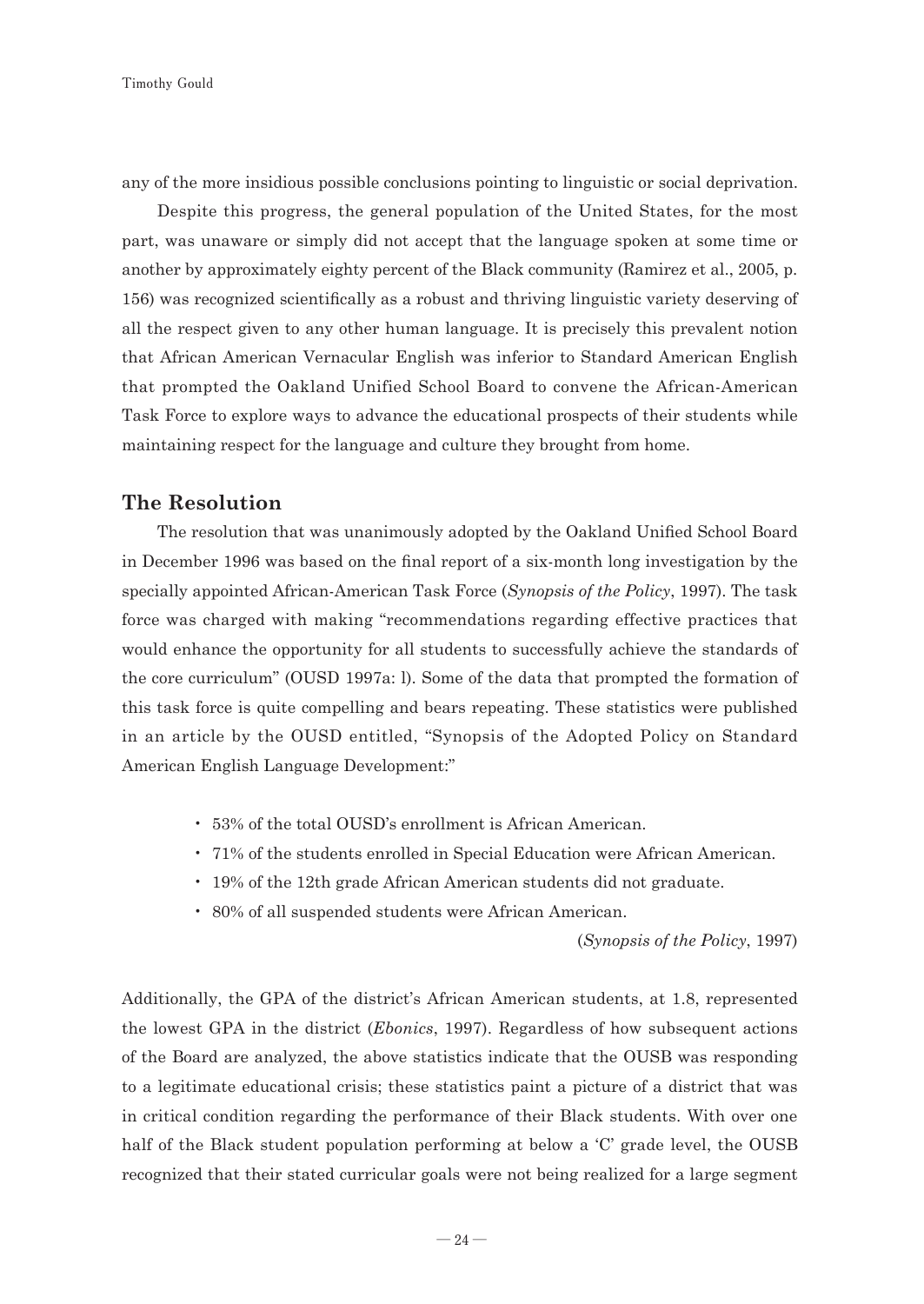any of the more insidious possible conclusions pointing to linguistic or social deprivation.

Despite this progress, the general population of the United States, for the most part, was unaware or simply did not accept that the language spoken at some time or another by approximately eighty percent of the Black community (Ramirez et al., 2005, p. 156) was recognized scientifically as a robust and thriving linguistic variety deserving of all the respect given to any other human language. It is precisely this prevalent notion that African American Vernacular English was inferior to Standard American English that prompted the Oakland Unified School Board to convene the African-American Task Force to explore ways to advance the educational prospects of their students while maintaining respect for the language and culture they brought from home.

## The Resolution

The resolution that was unanimously adopted by the Oakland Unified School Board in December 1996 was based on the final report of a six-month long investigation by the specially appointed African-American Task Force (*Synopsis of the Policy*, 1997). The task force was charged with making "recommendations regarding effective practices that would enhance the opportunity for all students to successfully achieve the standards of the core curriculum" (OUSD 1997a: l). Some of the data that prompted the formation of this task force is quite compelling and bears repeating. These statistics were published in an article by the OUSD entitled, "Synopsis of the Adopted Policy on Standard American English Language Development:"

- 53% of the total OUSD's enrollment is African American.
- 71% of the students enrolled in Special Education were African American.
- 19% of the 12th grade African American students did not graduate.
- 80% of all suspended students were African American.

(*Synopsis of the Policy*, 1997)

Additionally, the GPA of the district's African American students, at 1.8, represented the lowest GPA in the district (*Ebonics*, 1997). Regardless of how subsequent actions of the Board are analyzed, the above statistics indicate that the OUSB was responding to a legitimate educational crisis; these statistics paint a picture of a district that was in critical condition regarding the performance of their Black students. With over one half of the Black student population performing at below a 'C' grade level, the OUSB recognized that their stated curricular goals were not being realized for a large segment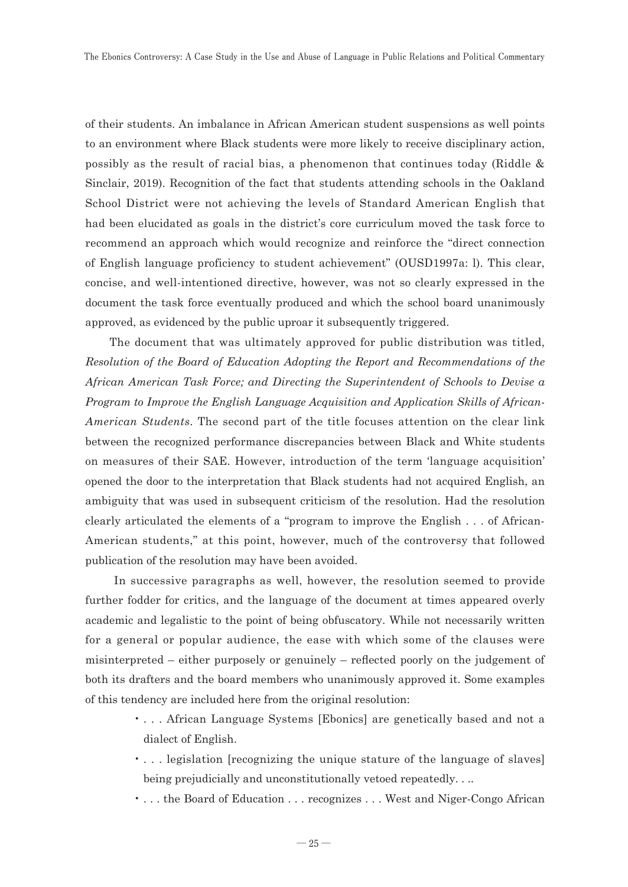of their students. An imbalance in African American student suspensions as well points to an environment where Black students were more likely to receive disciplinary action, possibly as the result of racial bias, a phenomenon that continues today (Riddle & Sinclair, 2019). Recognition of the fact that students attending schools in the Oakland School District were not achieving the levels of Standard American English that had been elucidated as goals in the district's core curriculum moved the task force to recommend an approach which would recognize and reinforce the "direct connection of English language proficiency to student achievement" (OUSD1997a: l). This clear, concise, and well-intentioned directive, however, was not so clearly expressed in the document the task force eventually produced and which the school board unanimously approved, as evidenced by the public uproar it subsequently triggered.

The document that was ultimately approved for public distribution was titled, *Resolution of the Board of Education Adopting the Report and Recommendations of the African American Task Force; and Directing the Superintendent of Schools to Devise a Program to Improve the English Language Acquisition and Application Skills of African-American Students*. The second part of the title focuses attention on the clear link between the recognized performance discrepancies between Black and White students on measures of their SAE. However, introduction of the term 'language acquisition' opened the door to the interpretation that Black students had not acquired English, an ambiguity that was used in subsequent criticism of the resolution. Had the resolution clearly articulated the elements of a "program to improve the English . . . of African-American students," at this point, however, much of the controversy that followed publication of the resolution may have been avoided.

In successive paragraphs as well, however, the resolution seemed to provide further fodder for critics, and the language of the document at times appeared overly academic and legalistic to the point of being obfuscatory. While not necessarily written for a general or popular audience, the ease with which some of the clauses were misinterpreted – either purposely or genuinely – reflected poorly on the judgement of both its drafters and the board members who unanimously approved it. Some examples of this tendency are included here from the original resolution:

- . . . African Language Systems [Ebonics] are genetically based and not a dialect of English.
- . . . legislation [recognizing the unique stature of the language of slaves] being prejudicially and unconstitutionally vetoed repeatedly. . ..
- . . . the Board of Education . . . recognizes . . . West and Niger-Congo African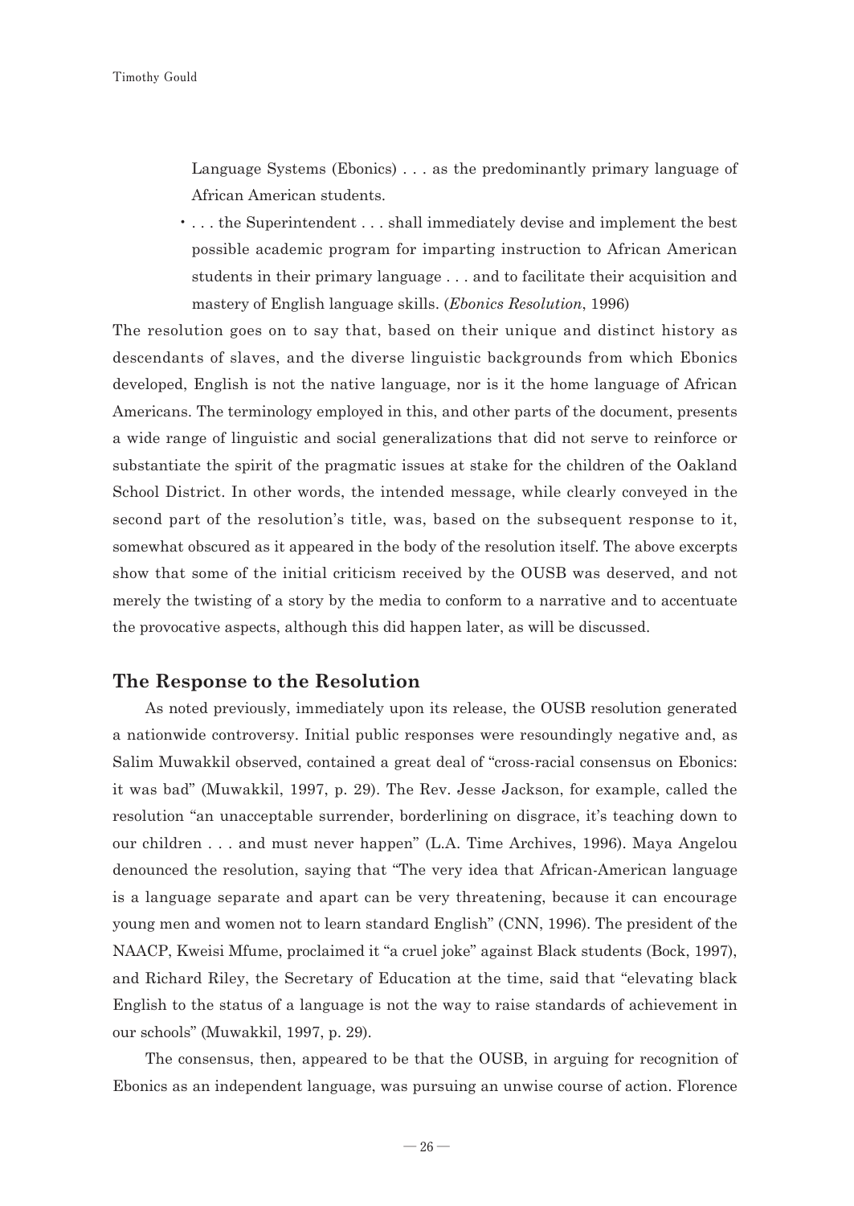Language Systems (Ebonics) . . . as the predominantly primary language of African American students.

- . . . the Superintendent . . . shall immediately devise and implement the best possible academic program for imparting instruction to African American students in their primary language . . . and to facilitate their acquisition and mastery of English language skills. (*Ebonics Resolution*, 1996)

The resolution goes on to say that, based on their unique and distinct history as descendants of slaves, and the diverse linguistic backgrounds from which Ebonics developed, English is not the native language, nor is it the home language of African Americans. The terminology employed in this, and other parts of the document, presents a wide range of linguistic and social generalizations that did not serve to reinforce or substantiate the spirit of the pragmatic issues at stake for the children of the Oakland School District. In other words, the intended message, while clearly conveyed in the second part of the resolution's title, was, based on the subsequent response to it, somewhat obscured as it appeared in the body of the resolution itself. The above excerpts show that some of the initial criticism received by the OUSB was deserved, and not merely the twisting of a story by the media to conform to a narrative and to accentuate the provocative aspects, although this did happen later, as will be discussed.

## The Response to the Resolution

As noted previously, immediately upon its release, the OUSB resolution generated a nationwide controversy. Initial public responses were resoundingly negative and, as Salim Muwakkil observed, contained a great deal of "cross-racial consensus on Ebonics: it was bad" (Muwakkil, 1997, p. 29). The Rev. Jesse Jackson, for example, called the resolution "an unacceptable surrender, borderlining on disgrace, it's teaching down to our children . . . and must never happen" (L.A. Time Archives, 1996). Maya Angelou denounced the resolution, saying that "The very idea that African-American language is a language separate and apart can be very threatening, because it can encourage young men and women not to learn standard English" (CNN, 1996). The president of the NAACP, Kweisi Mfume, proclaimed it "a cruel joke" against Black students (Bock, 1997), and Richard Riley, the Secretary of Education at the time, said that "elevating black English to the status of a language is not the way to raise standards of achievement in our schools" (Muwakkil, 1997, p. 29).

The consensus, then, appeared to be that the OUSB, in arguing for recognition of Ebonics as an independent language, was pursuing an unwise course of action. Florence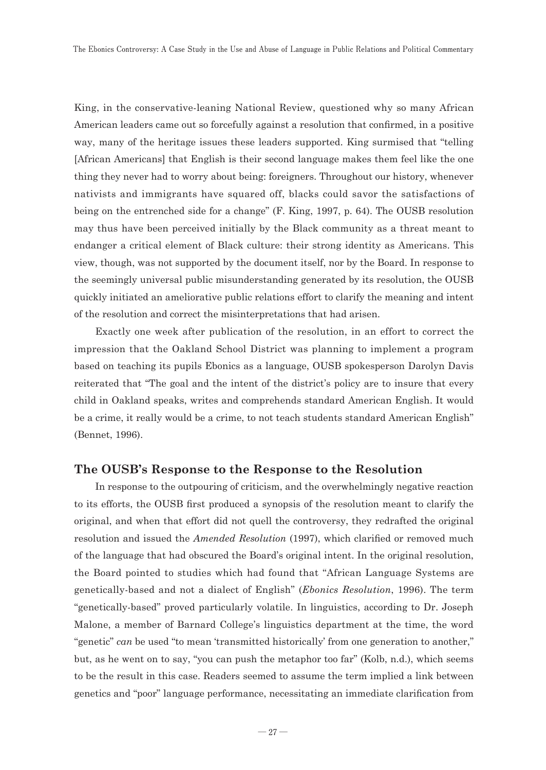King, in the conservative-leaning National Review, questioned why so many African American leaders came out so forcefully against a resolution that confirmed, in a positive way, many of the heritage issues these leaders supported. King surmised that "telling [African Americans] that English is their second language makes them feel like the one thing they never had to worry about being: foreigners. Throughout our history, whenever nativists and immigrants have squared off, blacks could savor the satisfactions of being on the entrenched side for a change" (F. King, 1997, p. 64). The OUSB resolution may thus have been perceived initially by the Black community as a threat meant to endanger a critical element of Black culture: their strong identity as Americans. This view, though, was not supported by the document itself, nor by the Board. In response to the seemingly universal public misunderstanding generated by its resolution, the OUSB quickly initiated an ameliorative public relations effort to clarify the meaning and intent of the resolution and correct the misinterpretations that had arisen.

Exactly one week after publication of the resolution, in an effort to correct the impression that the Oakland School District was planning to implement a program based on teaching its pupils Ebonics as a language, OUSB spokesperson Darolyn Davis reiterated that "The goal and the intent of the district's policy are to insure that every child in Oakland speaks, writes and comprehends standard American English. It would be a crime, it really would be a crime, to not teach students standard American English" (Bennet, 1996).

## The OUSB's Response to the Response to the Resolution

In response to the outpouring of criticism, and the overwhelmingly negative reaction to its efforts, the OUSB first produced a synopsis of the resolution meant to clarify the original, and when that effort did not quell the controversy, they redrafted the original resolution and issued the *Amended Resolution* (1997), which clarified or removed much of the language that had obscured the Board's original intent. In the original resolution, the Board pointed to studies which had found that "African Language Systems are genetically-based and not a dialect of English" (*Ebonics Resolution*, 1996). The term "genetically-based" proved particularly volatile. In linguistics, according to Dr. Joseph Malone, a member of Barnard College's linguistics department at the time, the word "genetic" *can* be used "to mean 'transmitted historically' from one generation to another," but, as he went on to say, "you can push the metaphor too far" (Kolb, n.d.), which seems to be the result in this case. Readers seemed to assume the term implied a link between genetics and "poor" language performance, necessitating an immediate clarification from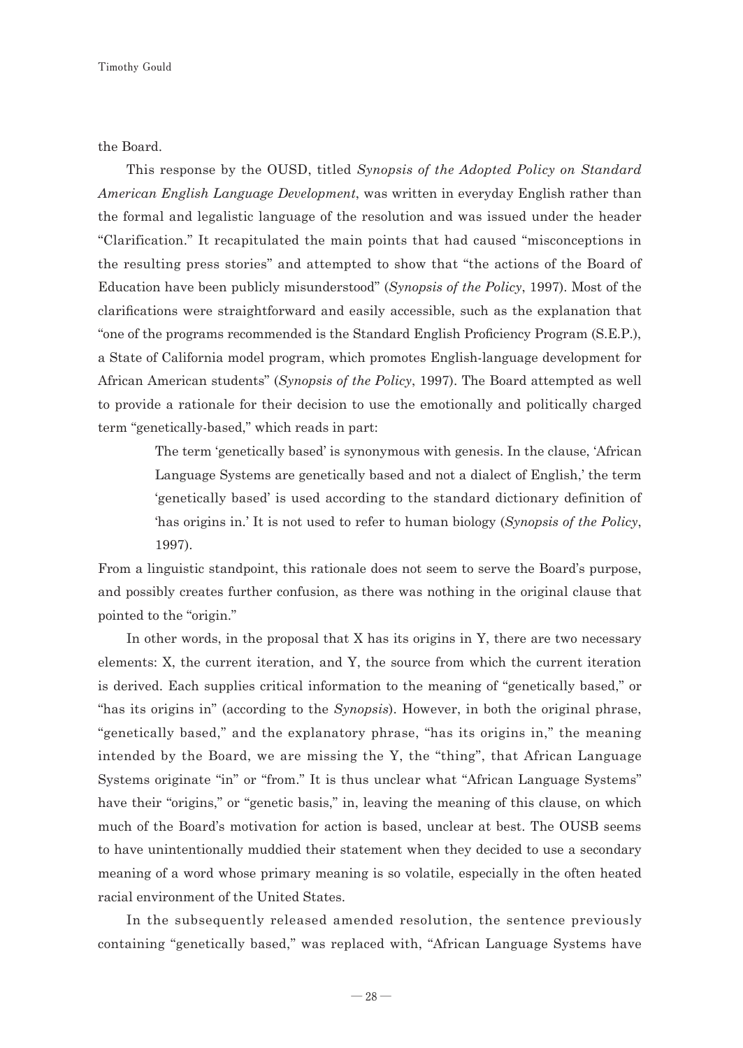the Board.

This response by the OUSD, titled *Synopsis of the Adopted Policy on Standard American English Language Development*, was written in everyday English rather than the formal and legalistic language of the resolution and was issued under the header "Clarification." It recapitulated the main points that had caused "misconceptions in the resulting press stories" and attempted to show that "the actions of the Board of Education have been publicly misunderstood" (*Synopsis of the Policy*, 1997). Most of the clarifications were straightforward and easily accessible, such as the explanation that "one of the programs recommended is the Standard English Proficiency Program (S.E.P.), a State of California model program, which promotes English-language development for African American students" (*Synopsis of the Policy*, 1997). The Board attempted as well to provide a rationale for their decision to use the emotionally and politically charged term "genetically-based," which reads in part:

> The term 'genetically based' is synonymous with genesis. In the clause, 'African Language Systems are genetically based and not a dialect of English,' the term 'genetically based' is used according to the standard dictionary definition of 'has origins in.' It is not used to refer to human biology (*Synopsis of the Policy*, 1997).

From a linguistic standpoint, this rationale does not seem to serve the Board's purpose, and possibly creates further confusion, as there was nothing in the original clause that pointed to the "origin."

In other words, in the proposal that X has its origins in Y, there are two necessary elements: X, the current iteration, and Y, the source from which the current iteration is derived. Each supplies critical information to the meaning of "genetically based," or "has its origins in" (according to the *Synopsis*). However, in both the original phrase, "genetically based," and the explanatory phrase, "has its origins in," the meaning intended by the Board, we are missing the Y, the "thing", that African Language Systems originate "in" or "from." It is thus unclear what "African Language Systems" have their "origins," or "genetic basis," in, leaving the meaning of this clause, on which much of the Board's motivation for action is based, unclear at best. The OUSB seems to have unintentionally muddied their statement when they decided to use a secondary meaning of a word whose primary meaning is so volatile, especially in the often heated racial environment of the United States.

In the subsequently released amended resolution, the sentence previously containing "genetically based," was replaced with, "African Language Systems have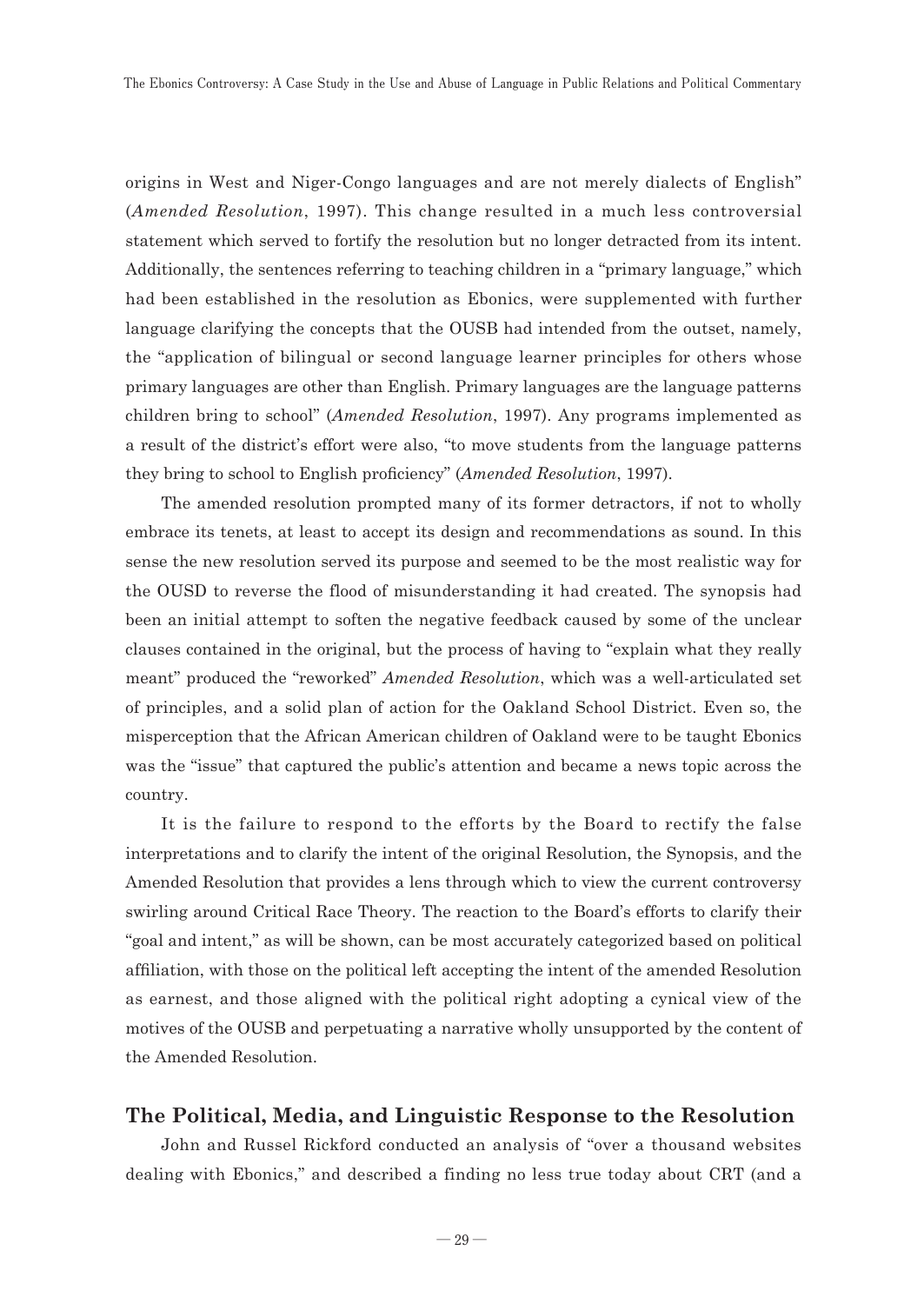origins in West and Niger-Congo languages and are not merely dialects of English" (*Amended Resolution*, 1997). This change resulted in a much less controversial statement which served to fortify the resolution but no longer detracted from its intent. Additionally, the sentences referring to teaching children in a "primary language," which had been established in the resolution as Ebonics, were supplemented with further language clarifying the concepts that the OUSB had intended from the outset, namely, the "application of bilingual or second language learner principles for others whose primary languages are other than English. Primary languages are the language patterns children bring to school" (*Amended Resolution*, 1997). Any programs implemented as a result of the district's effort were also, "to move students from the language patterns they bring to school to English proficiency" (*Amended Resolution*, 1997).

The amended resolution prompted many of its former detractors, if not to wholly embrace its tenets, at least to accept its design and recommendations as sound. In this sense the new resolution served its purpose and seemed to be the most realistic way for the OUSD to reverse the flood of misunderstanding it had created. The synopsis had been an initial attempt to soften the negative feedback caused by some of the unclear clauses contained in the original, but the process of having to "explain what they really meant" produced the "reworked" *Amended Resolution*, which was a well-articulated set of principles, and a solid plan of action for the Oakland School District. Even so, the misperception that the African American children of Oakland were to be taught Ebonics was the "issue" that captured the public's attention and became a news topic across the country.

It is the failure to respond to the efforts by the Board to rectify the false interpretations and to clarify the intent of the original Resolution, the Synopsis, and the Amended Resolution that provides a lens through which to view the current controversy swirling around Critical Race Theory. The reaction to the Board's efforts to clarify their "goal and intent," as will be shown, can be most accurately categorized based on political affiliation, with those on the political left accepting the intent of the amended Resolution as earnest, and those aligned with the political right adopting a cynical view of the motives of the OUSB and perpetuating a narrative wholly unsupported by the content of the Amended Resolution.

## The Political, Media, and Linguistic Response to the Resolution

John and Russel Rickford conducted an analysis of "over a thousand websites dealing with Ebonics," and described a finding no less true today about CRT (and a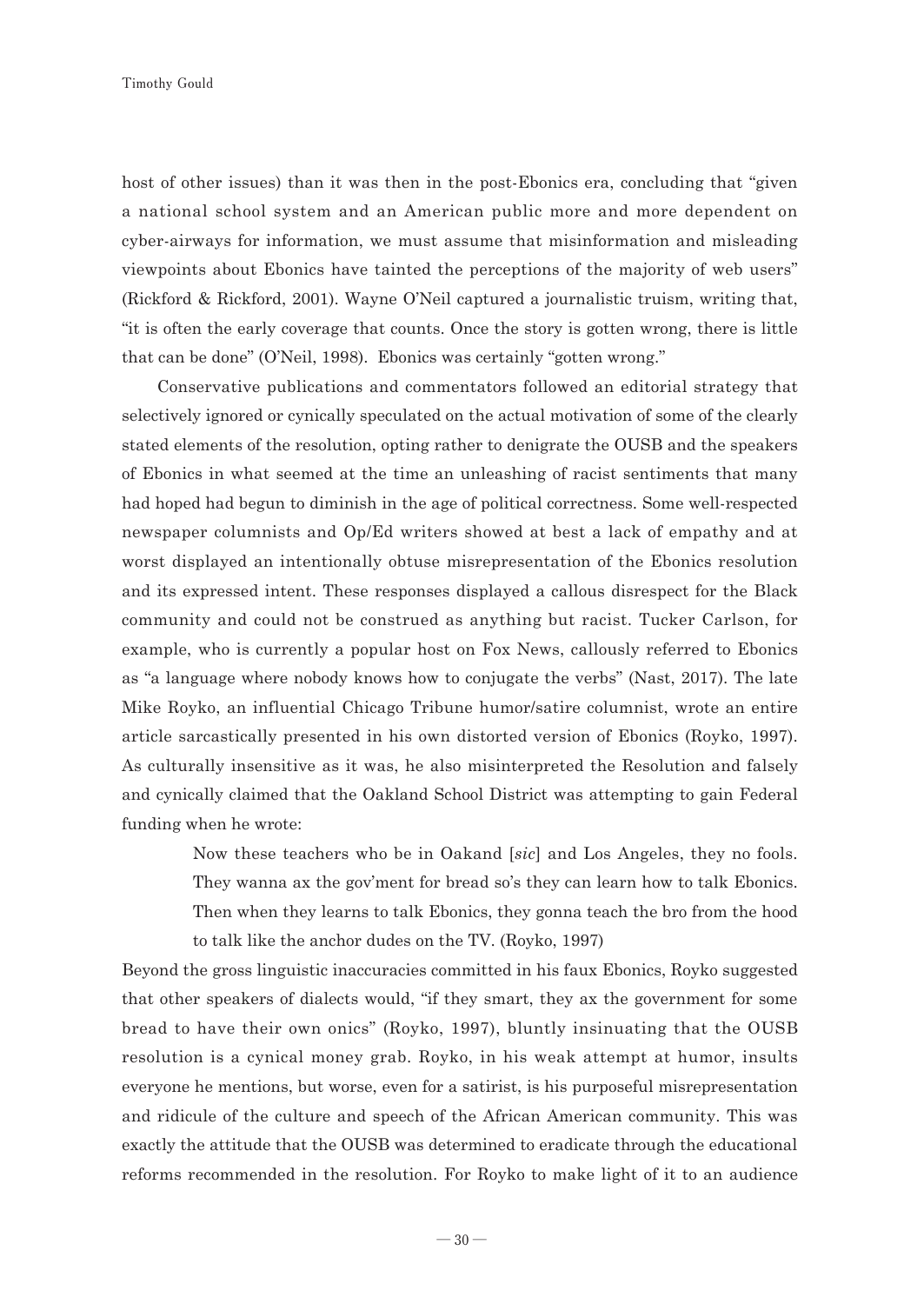host of other issues) than it was then in the post-Ebonics era, concluding that "given a national school system and an American public more and more dependent on cyber-airways for information, we must assume that misinformation and misleading viewpoints about Ebonics have tainted the perceptions of the majority of web users" (Rickford & Rickford, 2001). Wayne O'Neil captured a journalistic truism, writing that, "it is often the early coverage that counts. Once the story is gotten wrong, there is little that can be done" (O'Neil, 1998). Ebonics was certainly "gotten wrong."

Conservative publications and commentators followed an editorial strategy that selectively ignored or cynically speculated on the actual motivation of some of the clearly stated elements of the resolution, opting rather to denigrate the OUSB and the speakers of Ebonics in what seemed at the time an unleashing of racist sentiments that many had hoped had begun to diminish in the age of political correctness. Some well-respected newspaper columnists and Op/Ed writers showed at best a lack of empathy and at worst displayed an intentionally obtuse misrepresentation of the Ebonics resolution and its expressed intent. These responses displayed a callous disrespect for the Black community and could not be construed as anything but racist. Tucker Carlson, for example, who is currently a popular host on Fox News, callously referred to Ebonics as "a language where nobody knows how to conjugate the verbs" (Nast, 2017). The late Mike Royko, an influential Chicago Tribune humor/satire columnist, wrote an entire article sarcastically presented in his own distorted version of Ebonics (Royko, 1997). As culturally insensitive as it was, he also misinterpreted the Resolution and falsely and cynically claimed that the Oakland School District was attempting to gain Federal funding when he wrote:

> Now these teachers who be in Oakand [*sic*] and Los Angeles, they no fools. They wanna ax the gov'ment for bread so's they can learn how to talk Ebonics. Then when they learns to talk Ebonics, they gonna teach the bro from the hood to talk like the anchor dudes on the TV. (Royko, 1997)

Beyond the gross linguistic inaccuracies committed in his faux Ebonics, Royko suggested that other speakers of dialects would, "if they smart, they ax the government for some bread to have their own onics" (Royko, 1997), bluntly insinuating that the OUSB resolution is a cynical money grab. Royko, in his weak attempt at humor, insults everyone he mentions, but worse, even for a satirist, is his purposeful misrepresentation and ridicule of the culture and speech of the African American community. This was exactly the attitude that the OUSB was determined to eradicate through the educational reforms recommended in the resolution. For Royko to make light of it to an audience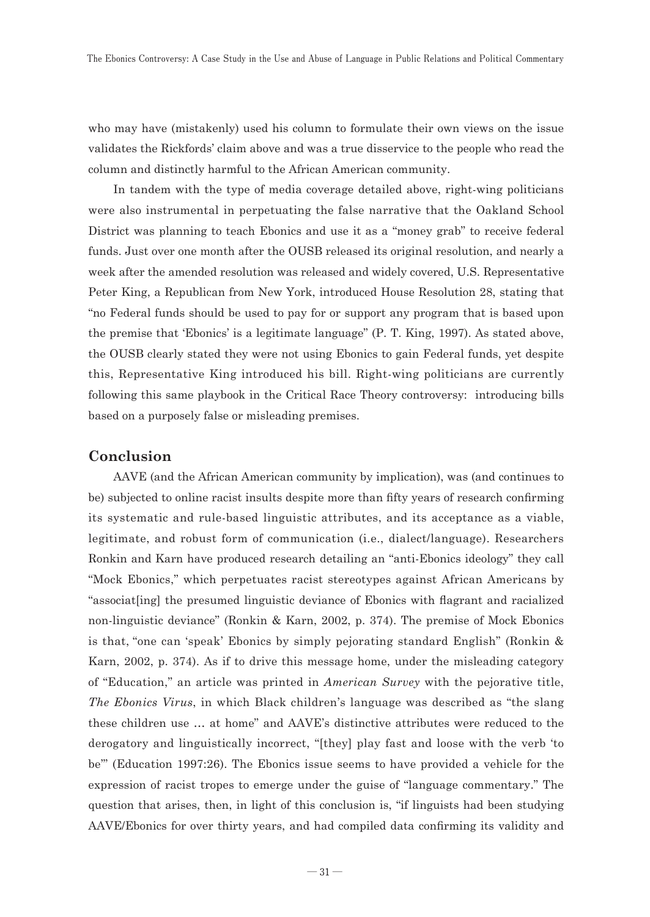who may have (mistakenly) used his column to formulate their own views on the issue validates the Rickfords' claim above and was a true disservice to the people who read the column and distinctly harmful to the African American community.

In tandem with the type of media coverage detailed above, right-wing politicians were also instrumental in perpetuating the false narrative that the Oakland School District was planning to teach Ebonics and use it as a "money grab" to receive federal funds. Just over one month after the OUSB released its original resolution, and nearly a week after the amended resolution was released and widely covered, U.S. Representative Peter King, a Republican from New York, introduced House Resolution 28, stating that "no Federal funds should be used to pay for or support any program that is based upon the premise that 'Ebonics' is a legitimate language" (P. T. King, 1997). As stated above, the OUSB clearly stated they were not using Ebonics to gain Federal funds, yet despite this, Representative King introduced his bill. Right-wing politicians are currently following this same playbook in the Critical Race Theory controversy: introducing bills based on a purposely false or misleading premises.

## Conclusion

AAVE (and the African American community by implication), was (and continues to be) subjected to online racist insults despite more than fifty years of research confirming its systematic and rule-based linguistic attributes, and its acceptance as a viable, legitimate, and robust form of communication (i.e., dialect/language). Researchers Ronkin and Karn have produced research detailing an "anti-Ebonics ideology" they call "Mock Ebonics," which perpetuates racist stereotypes against African Americans by "associat[ing] the presumed linguistic deviance of Ebonics with flagrant and racialized non-linguistic deviance" (Ronkin & Karn, 2002, p. 374). The premise of Mock Ebonics is that, "one can 'speak' Ebonics by simply pejorating standard English" (Ronkin & Karn, 2002, p. 374). As if to drive this message home, under the misleading category of "Education," an article was printed in *American Survey* with the pejorative title, *The Ebonics Virus*, in which Black children's language was described as "the slang these children use … at home" and AAVE's distinctive attributes were reduced to the derogatory and linguistically incorrect, "[they] play fast and loose with the verb 'to be'" (Education 1997:26). The Ebonics issue seems to have provided a vehicle for the expression of racist tropes to emerge under the guise of "language commentary." The question that arises, then, in light of this conclusion is, "if linguists had been studying AAVE/Ebonics for over thirty years, and had compiled data confirming its validity and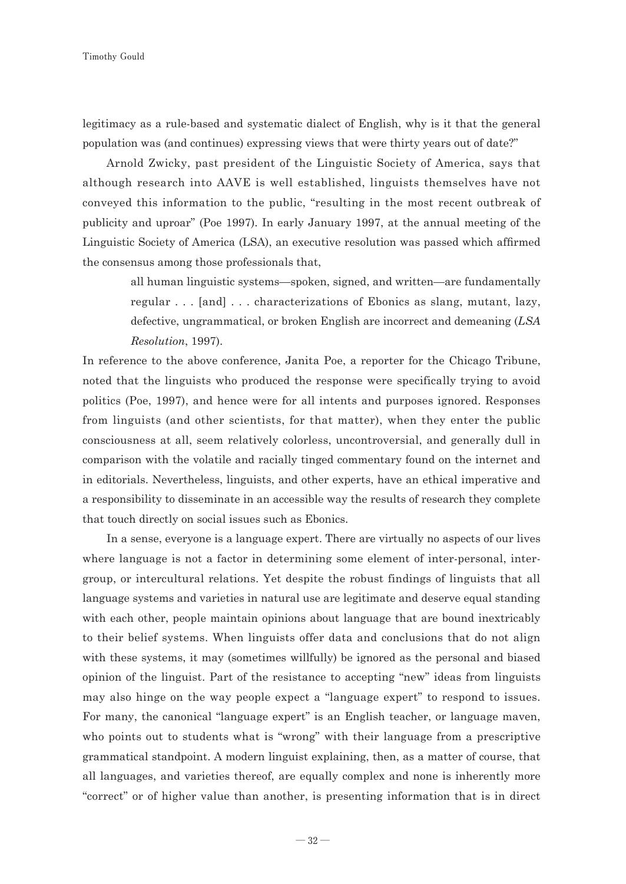legitimacy as a rule-based and systematic dialect of English, why is it that the general population was (and continues) expressing views that were thirty years out of date?"

Arnold Zwicky, past president of the Linguistic Society of America, says that although research into AAVE is well established, linguists themselves have not conveyed this information to the public, "resulting in the most recent outbreak of publicity and uproar" (Poe 1997). In early January 1997, at the annual meeting of the Linguistic Society of America (LSA), an executive resolution was passed which affirmed the consensus among those professionals that,

> all human linguistic systems—spoken, signed, and written—are fundamentally regular . . . [and] . . . characterizations of Ebonics as slang, mutant, lazy, defective, ungrammatical, or broken English are incorrect and demeaning (*LSA Resolution*, 1997).

In reference to the above conference, Janita Poe, a reporter for the Chicago Tribune, noted that the linguists who produced the response were specifically trying to avoid politics (Poe, 1997), and hence were for all intents and purposes ignored. Responses from linguists (and other scientists, for that matter), when they enter the public consciousness at all, seem relatively colorless, uncontroversial, and generally dull in comparison with the volatile and racially tinged commentary found on the internet and in editorials. Nevertheless, linguists, and other experts, have an ethical imperative and a responsibility to disseminate in an accessible way the results of research they complete that touch directly on social issues such as Ebonics.

In a sense, everyone is a language expert. There are virtually no aspects of our lives where language is not a factor in determining some element of inter-personal, inter-group, or intercultural relations. Yet despite the robust findings of linguists that all language systems and varieties in natural use are legitimate and deserve equal standing with each other, people maintain opinions about language that are bound inextricably to their belief systems. When linguists offer data and conclusions that do not align with these systems, it may (sometimes willfully) be ignored as the personal and biased opinion of the linguist. Part of the resistance to accepting "new" ideas from linguists may also hinge on the way people expect a "language expert" to respond to issues. For many, the canonical "language expert" is an English teacher, or language maven, who points out to students what is "wrong" with their language from a prescriptive grammatical standpoint. A modern linguist explaining, then, as a matter of course, that all languages, and varieties thereof, are equally complex and none is inherently more "correct" or of higher value than another, is presenting information that is in direct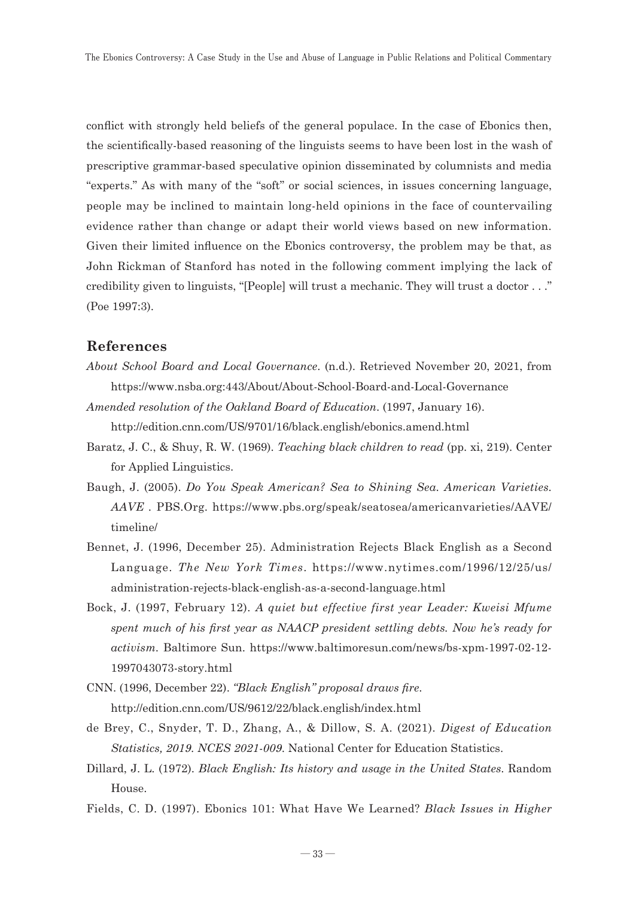conflict with strongly held beliefs of the general populace. In the case of Ebonics then, the scientifically-based reasoning of the linguists seems to have been lost in the wash of prescriptive grammar-based speculative opinion disseminated by columnists and media "experts." As with many of the "soft" or social sciences, in issues concerning language, people may be inclined to maintain long-held opinions in the face of countervailing evidence rather than change or adapt their world views based on new information. Given their limited influence on the Ebonics controversy, the problem may be that, as John Rickman of Stanford has noted in the following comment implying the lack of credibility given to linguists, "[People] will trust a mechanic. They will trust a doctor . . ." (Poe 1997:3).

## References

*About School Board and Local Governance*. (n.d.). Retrieved November 20, 2021, from https://www.nsba.org:443/About/About-School-Board-and-Local-Governance

*Amended resolution of the Oakland Board of Education*. (1997, January 16). http://edition.cnn.com/US/9701/16/black.english/ebonics.amend.html

Baratz, J. C., & Shuy, R. W. (1969). *Teaching black children to read* (pp. xi, 219). Center for Applied Linguistics.

Baugh, J. (2005). *Do You Speak American? Sea to Shining Sea. American Varieties. AAVE* . PBS.Org. https://www.pbs.org/speak/seatosea/americanvarieties/AAVE/timeline/

Bennet, J. (1996, December 25). Administration Rejects Black English as a Second Language. *The New York Times*. https://www.nytimes.com/1996/12/25/us/administration-rejects-black-english-as-a-second-language.html

Bock, J. (1997, February 12). *A quiet but effective first year Leader: Kweisi Mfume spent much of his first year as NAACP president settling debts. Now he's ready for activism*. Baltimore Sun. https://www.baltimoresun.com/news/bs-xpm-1997-02-12-1997043073-story.html

CNN. (1996, December 22). *"Black English" proposal draws fire*. http://edition.cnn.com/US/9612/22/black.english/index.html

de Brey, C., Snyder, T. D., Zhang, A., & Dillow, S. A. (2021). *Digest of Education Statistics, 2019. NCES 2021-009*. National Center for Education Statistics.

Dillard, J. L. (1972). *Black English: Its history and usage in the United States*. Random House.

Fields, C. D. (1997). Ebonics 101: What Have We Learned? *Black Issues in Higher*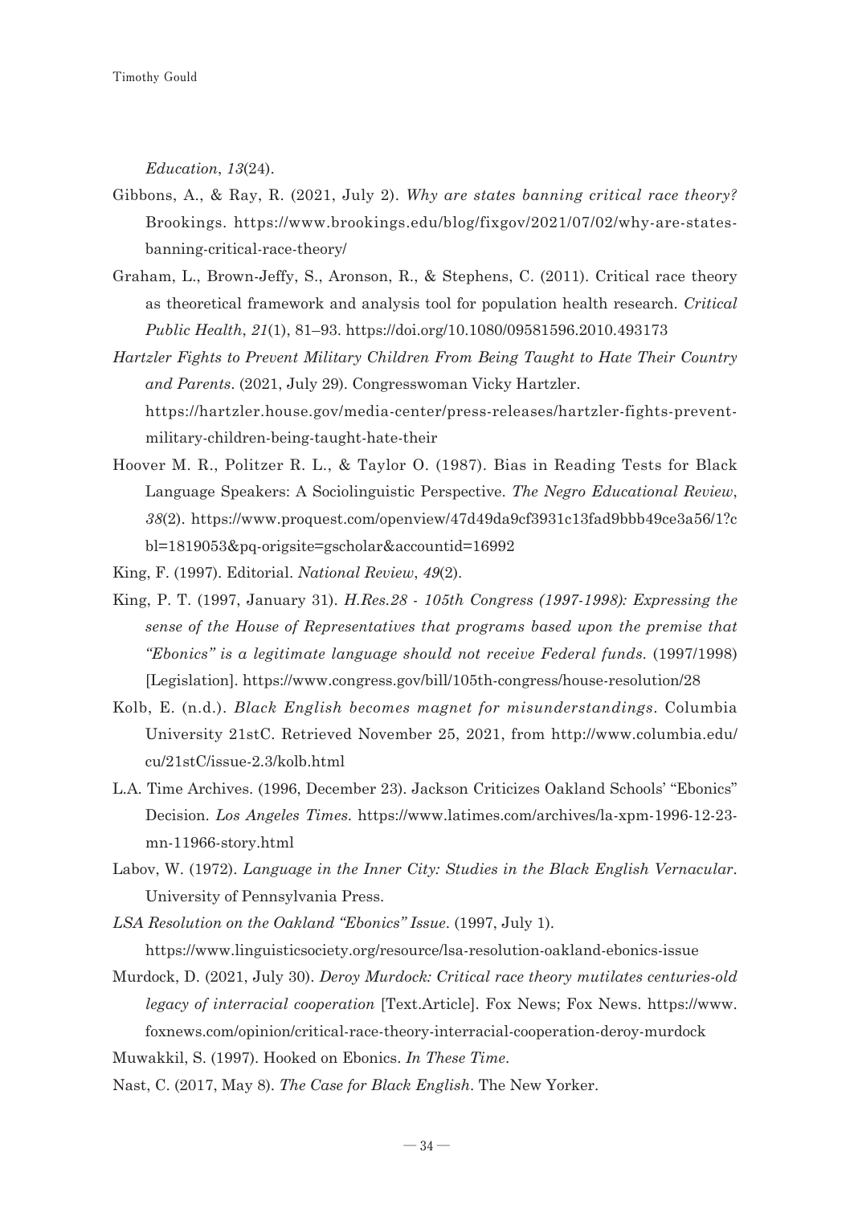*Education*, *13*(24).

Gibbons, A., & Ray, R. (2021, July 2). *Why are states banning critical race theory?* Brookings. https://www.brookings.edu/blog/fixgov/2021/07/02/why-are-states-banning-critical-race-theory/

Graham, L., Brown-Jeffy, S., Aronson, R., & Stephens, C. (2011). Critical race theory as theoretical framework and analysis tool for population health research. *Critical Public Health*, *21*(1), 81–93. https://doi.org/10.1080/09581596.2010.493173

*Hartzler Fights to Prevent Military Children From Being Taught to Hate Their Country and Parents*. (2021, July 29). Congresswoman Vicky Hartzler. https://hartzler.house.gov/media-center/press-releases/hartzler-fights-prevent-military-children-being-taught-hate-their

Hoover M. R., Politzer R. L., & Taylor O. (1987). Bias in Reading Tests for Black Language Speakers: A Sociolinguistic Perspective. *The Negro Educational Review*, *38*(2). https://www.proquest.com/openview/47d49da9cf3931c13fad9bbb49ce3a56/1?cbl=1819053&pq-origsite=gscholar&accountid=16992

King, F. (1997). Editorial. *National Review*, *49*(2).

King, P. T. (1997, January 31). *H.Res.28 - 105th Congress (1997-1998): Expressing the sense of the House of Representatives that programs based upon the premise that "Ebonics" is a legitimate language should not receive Federal funds.* (1997/1998) [Legislation]. https://www.congress.gov/bill/105th-congress/house-resolution/28

Kolb, E. (n.d.). *Black English becomes magnet for misunderstandings*. Columbia University 21stC. Retrieved November 25, 2021, from http://www.columbia.edu/cu/21stC/issue-2.3/kolb.html

L.A. Time Archives. (1996, December 23). Jackson Criticizes Oakland Schools' "Ebonics" Decision. *Los Angeles Times.* https://www.latimes.com/archives/la-xpm-1996-12-23-mn-11966-story.html

Labov, W. (1972). *Language in the Inner City: Studies in the Black English Vernacular*. University of Pennsylvania Press.

*LSA Resolution on the Oakland "Ebonics" Issue*. (1997, July 1). https://www.linguisticsociety.org/resource/lsa-resolution-oakland-ebonics-issue

Murdock, D. (2021, July 30). *Deroy Murdock: Critical race theory mutilates centuries-old legacy of interracial cooperation* [Text.Article]. Fox News; Fox News. https://www.foxnews.com/opinion/critical-race-theory-interracial-cooperation-deroy-murdock

Muwakkil, S. (1997). Hooked on Ebonics. *In These Time*.

Nast, C. (2017, May 8). *The Case for Black English*. The New Yorker.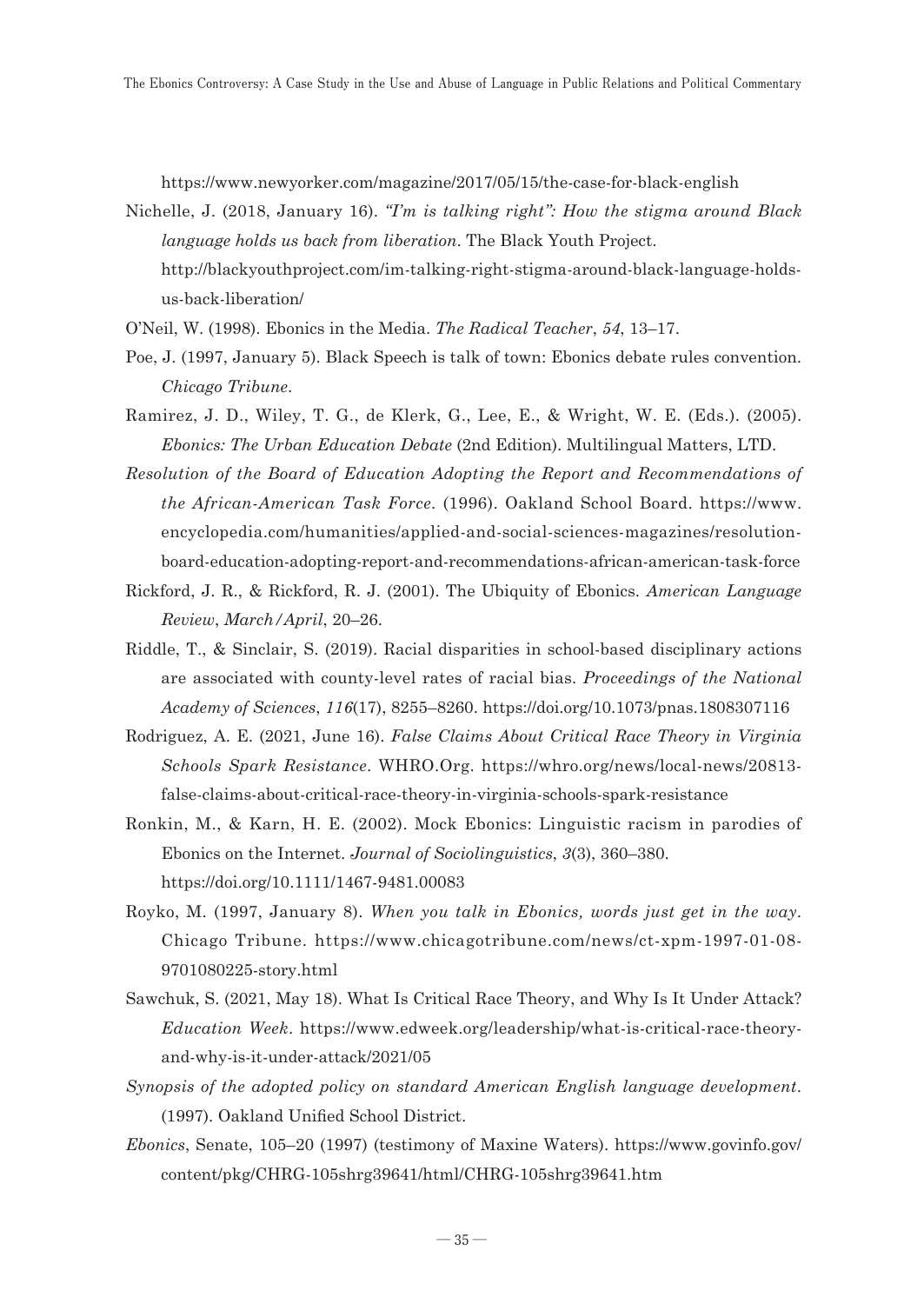https://www.newyorker.com/magazine/2017/05/15/the-case-for-black-english

Nichelle, J. (2018, January 16). *"I'm is talking right": How the stigma around Black language holds us back from liberation*. The Black Youth Project. http://blackyouthproject.com/im-talking-right-stigma-around-black-language-holds-us-back-liberation/

O'Neil, W. (1998). Ebonics in the Media. *The Radical Teacher*, *54*, 13–17.

Poe, J. (1997, January 5). Black Speech is talk of town: Ebonics debate rules convention. *Chicago Tribune*.

Ramirez, J. D., Wiley, T. G., de Klerk, G., Lee, E., & Wright, W. E. (Eds.). (2005). *Ebonics: The Urban Education Debate* (2nd Edition). Multilingual Matters, LTD.

*Resolution of the Board of Education Adopting the Report and Recommendations of the African-American Task Force*. (1996). Oakland School Board. https://www.encyclopedia.com/humanities/applied-and-social-sciences-magazines/resolution-board-education-adopting-report-and-recommendations-african-american-task-force

Rickford, J. R., & Rickford, R. J. (2001). The Ubiquity of Ebonics. *American Language Review*, *March/April*, 20–26.

Riddle, T., & Sinclair, S. (2019). Racial disparities in school-based disciplinary actions are associated with county-level rates of racial bias. *Proceedings of the National Academy of Sciences*, *116*(17), 8255–8260. https://doi.org/10.1073/pnas.1808307116

Rodriguez, A. E. (2021, June 16). *False Claims About Critical Race Theory in Virginia Schools Spark Resistance*. WHRO.Org. https://whro.org/news/local-news/20813-false-claims-about-critical-race-theory-in-virginia-schools-spark-resistance

Ronkin, M., & Karn, H. E. (2002). Mock Ebonics: Linguistic racism in parodies of Ebonics on the Internet. *Journal of Sociolinguistics*, *3*(3), 360–380. https://doi.org/10.1111/1467-9481.00083

Royko, M. (1997, January 8). *When you talk in Ebonics, words just get in the way*. Chicago Tribune. https://www.chicagotribune.com/news/ct-xpm-1997-01-08-9701080225-story.html

Sawchuk, S. (2021, May 18). What Is Critical Race Theory, and Why Is It Under Attack? *Education Week*. https://www.edweek.org/leadership/what-is-critical-race-theory-and-why-is-it-under-attack/2021/05

*Synopsis of the adopted policy on standard American English language development*. (1997). Oakland Unified School District.

*Ebonics*, Senate, 105–20 (1997) (testimony of Maxine Waters). https://www.govinfo.gov/content/pkg/CHRG-105shrg39641/html/CHRG-105shrg39641.htm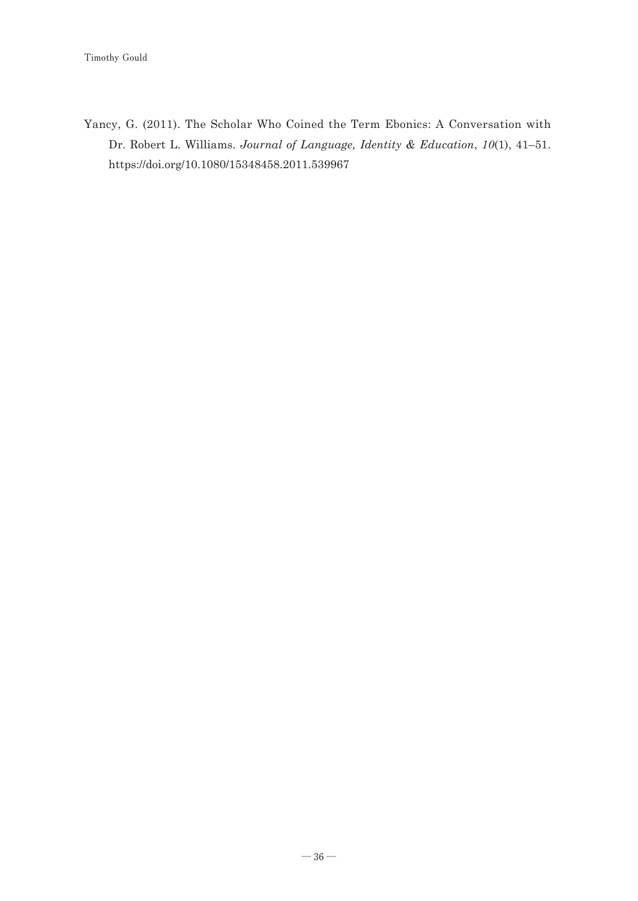Yancy, G. (2011). The Scholar Who Coined the Term Ebonics: A Conversation with Dr. Robert L. Williams. *Journal of Language, Identity & Education*, *10*(1), 41–51. https://doi.org/10.1080/15348458.2011.539967